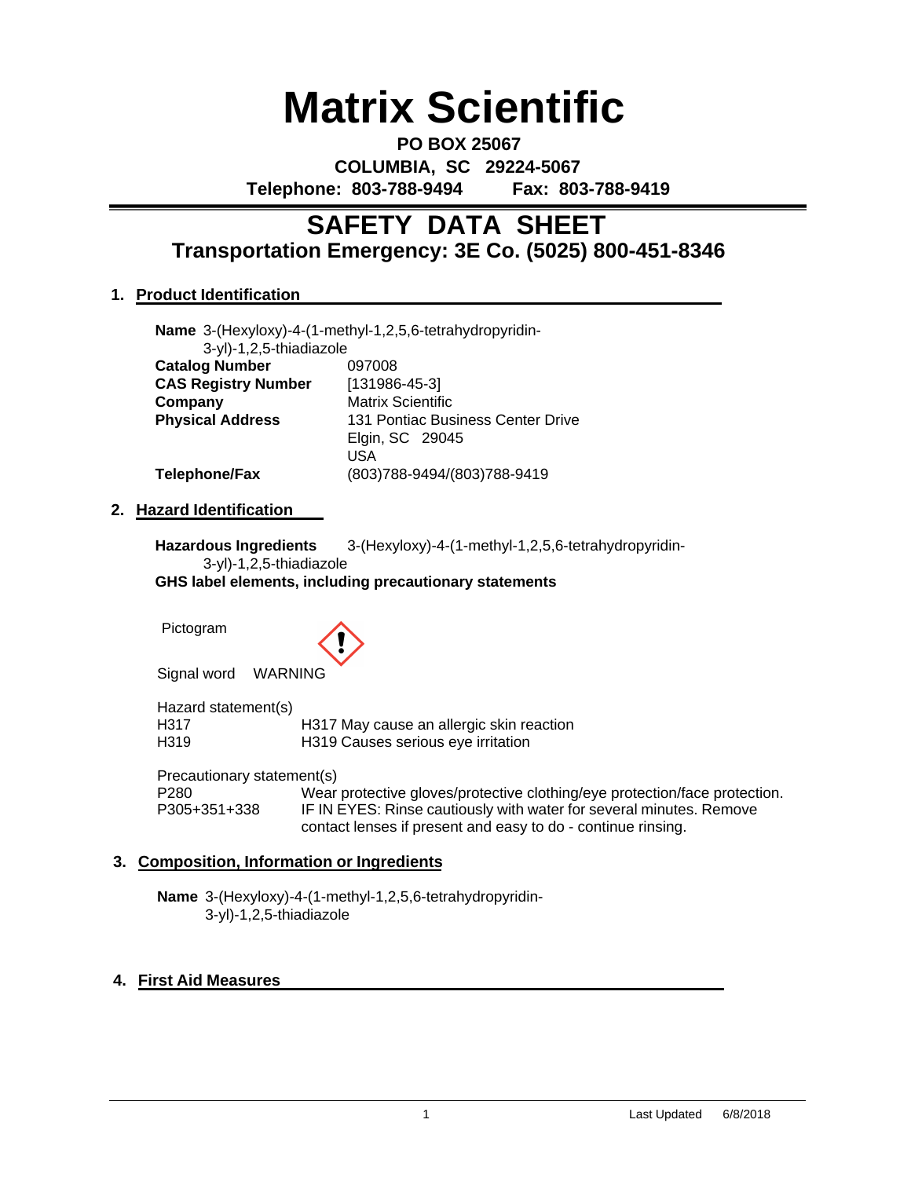# Matrix Scientific

**PO BOX 25067**
**COLUMBIA, SC 29224-5067**
**Telephone: 803-788-9494 Fax: 803-788-9419**

---

## SAFETY DATA SHEET
## Transportation Emergency: 3E Co. (5025) 800-451-8346

### 1. Product Identification

**Name** 3-(Hexyloxy)-4-(1-methyl-1,2,5,6-tetrahydropyridin-3-yl)-1,2,5-thiadiazole

| | |
|---|---|
| **Catalog Number** | 097008 |
| **CAS Registry Number** | [131986-45-3] |
| **Company** | Matrix Scientific |
| **Physical Address** | 131 Pontiac Business Center Drive<br>Elgin, SC 29045<br>USA |
| **Telephone/Fax** | (803)788-9494/(803)788-9419 |

### 2. Hazard Identification

**Hazardous Ingredients** 3-(Hexyloxy)-4-(1-methyl-1,2,5,6-tetrahydropyridin-3-yl)-1,2,5-thiadiazole

**GHS label elements, including precautionary statements**

Pictogram

Signal word WARNING

Hazard statement(s)

| | |
|---|---|
| H317 | H317 May cause an allergic skin reaction |
| H319 | H319 Causes serious eye irritation |

Precautionary statement(s)

| | |
|---|---|
| P280 | Wear protective gloves/protective clothing/eye protection/face protection. |
| P305+351+338 | IF IN EYES: Rinse cautiously with water for several minutes. Remove contact lenses if present and easy to do - continue rinsing. |

### 3. Composition, Information or Ingredients

**Name** 3-(Hexyloxy)-4-(1-methyl-1,2,5,6-tetrahydropyridin-3-yl)-1,2,5-thiadiazole

### 4. First Aid Measures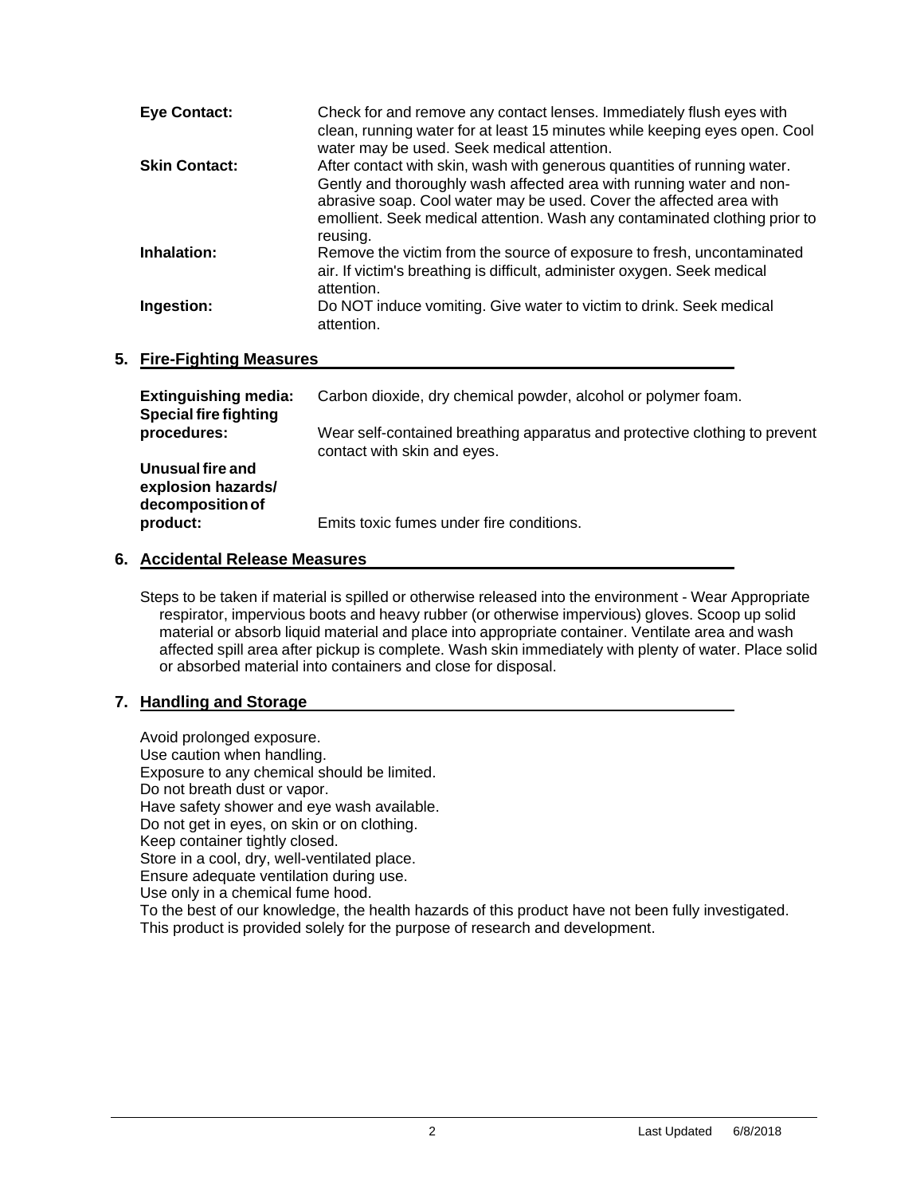| | |
|---|---|
| **Eye Contact:** | Check for and remove any contact lenses. Immediately flush eyes with clean, running water for at least 15 minutes while keeping eyes open. Cool water may be used. Seek medical attention. |
| **Skin Contact:** | After contact with skin, wash with generous quantities of running water. Gently and thoroughly wash affected area with running water and non-abrasive soap. Cool water may be used. Cover the affected area with emollient. Seek medical attention. Wash any contaminated clothing prior to reusing. |
| **Inhalation:** | Remove the victim from the source of exposure to fresh, uncontaminated air. If victim's breathing is difficult, administer oxygen. Seek medical attention. |
| **Ingestion:** | Do NOT induce vomiting. Give water to victim to drink. Seek medical attention. |

## 5. Fire-Fighting Measures

| | |
|---|---|
| **Extinguishing media:** | Carbon dioxide, dry chemical powder, alcohol or polymer foam. |
| **Special fire fighting procedures:** | Wear self-contained breathing apparatus and protective clothing to prevent contact with skin and eyes. |
| **Unusual fire and explosion hazards/ decomposition of product:** | Emits toxic fumes under fire conditions. |

## 6. Accidental Release Measures

Steps to be taken if material is spilled or otherwise released into the environment - Wear Appropriate respirator, impervious boots and heavy rubber (or otherwise impervious) gloves. Scoop up solid material or absorb liquid material and place into appropriate container. Ventilate area and wash affected spill area after pickup is complete. Wash skin immediately with plenty of water. Place solid or absorbed material into containers and close for disposal.

## 7. Handling and Storage

Avoid prolonged exposure.
Use caution when handling.
Exposure to any chemical should be limited.
Do not breath dust or vapor.
Have safety shower and eye wash available.
Do not get in eyes, on skin or on clothing.
Keep container tightly closed.
Store in a cool, dry, well-ventilated place.
Ensure adequate ventilation during use.
Use only in a chemical fume hood.
To the best of our knowledge, the health hazards of this product have not been fully investigated.
This product is provided solely for the purpose of research and development.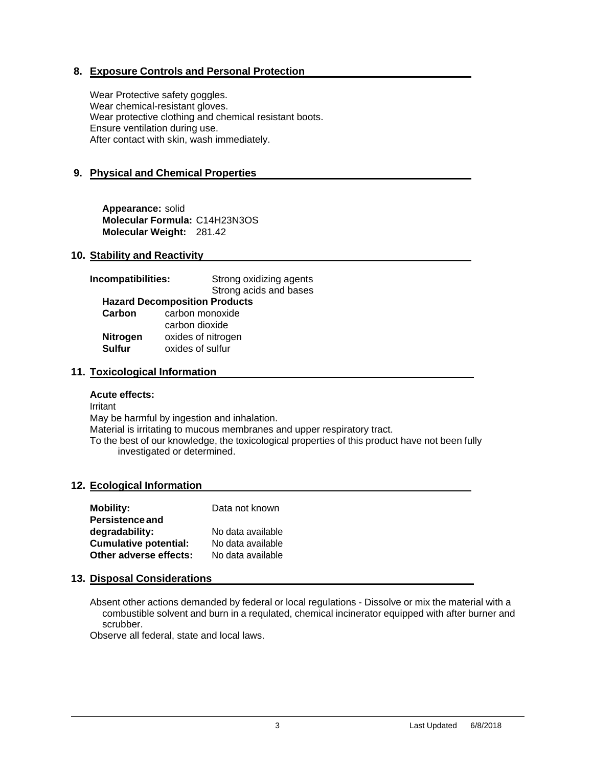## 8. Exposure Controls and Personal Protection

Wear Protective safety goggles.
Wear chemical-resistant gloves.
Wear protective clothing and chemical resistant boots.
Ensure ventilation during use.
After contact with skin, wash immediately.

## 9. Physical and Chemical Properties

**Appearance:** solid
**Molecular Formula:** $C_{14}H_{23}N_3OS$
**Molecular Weight:** 281.42

## 10. Stability and Reactivity

**Incompatibilities:** Strong oxidizing agents
Strong acids and bases

**Hazard Decomposition Products**

| | |
|---|---|
| **Carbon** | carbon monoxide |
| | carbon dioxide |
| **Nitrogen** | oxides of nitrogen |
| **Sulfur** | oxides of sulfur |

## 11. Toxicological Information

**Acute effects:**

Irritant
May be harmful by ingestion and inhalation.
Material is irritating to mucous membranes and upper respiratory tract.
To the best of our knowledge, the toxicological properties of this product have not been fully investigated or determined.

## 12. Ecological Information

| | |
|---|---|
| **Mobility:** | Data not known |
| **Persistence and degradability:** | No data available |
| **Cumulative potential:** | No data available |
| **Other adverse effects:** | No data available |

## 13. Disposal Considerations

Absent other actions demanded by federal or local regulations - Dissolve or mix the material with a combustible solvent and burn in a requlated, chemical incinerator equipped with after burner and scrubber.
Observe all federal, state and local laws.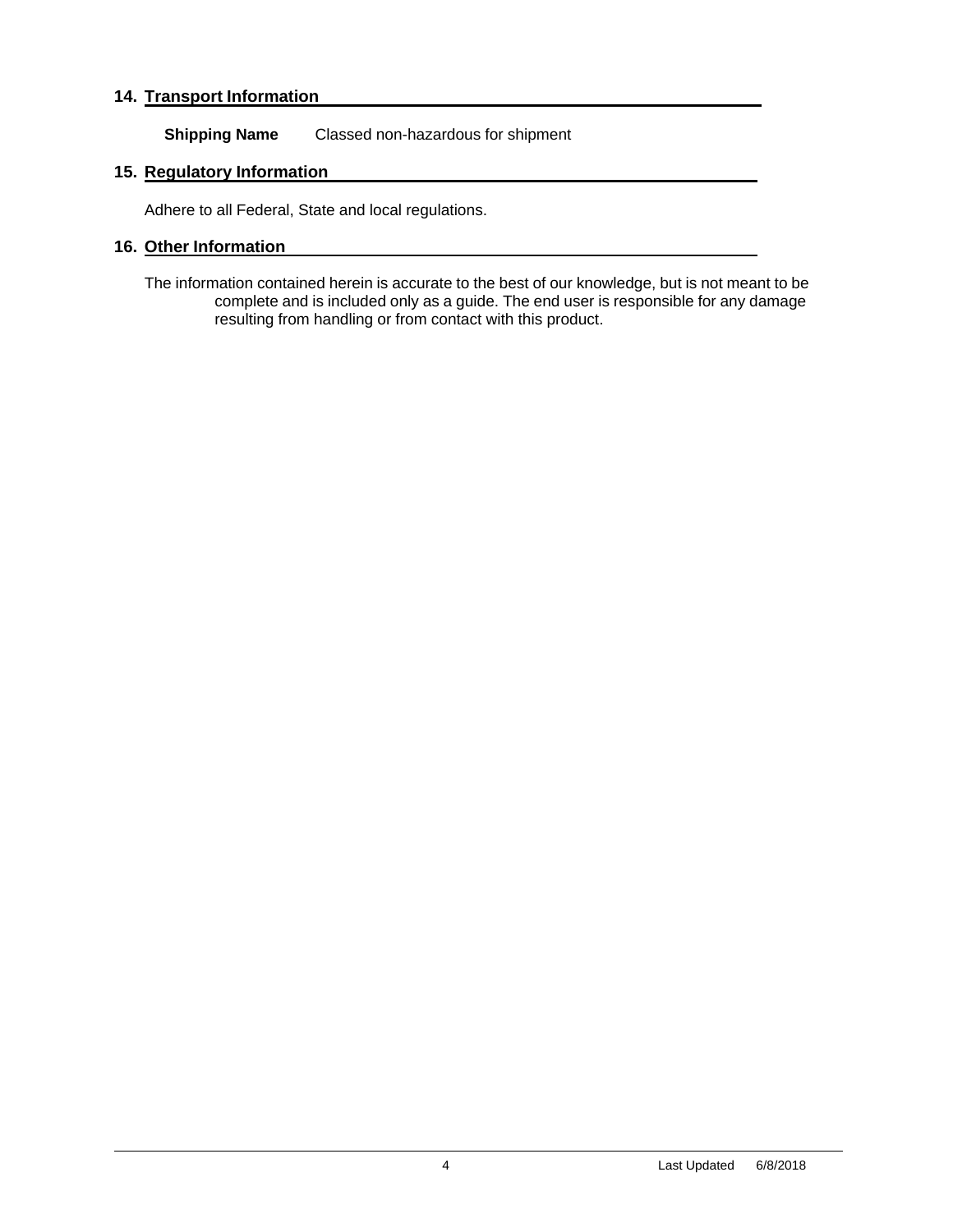## 14. Transport Information

**Shipping Name** Classed non-hazardous for shipment

## 15. Regulatory Information

Adhere to all Federal, State and local regulations.

## 16. Other Information

The information contained herein is accurate to the best of our knowledge, but is not meant to be complete and is included only as a guide. The end user is responsible for any damage resulting from handling or from contact with this product.

Last Updated 6/8/2018